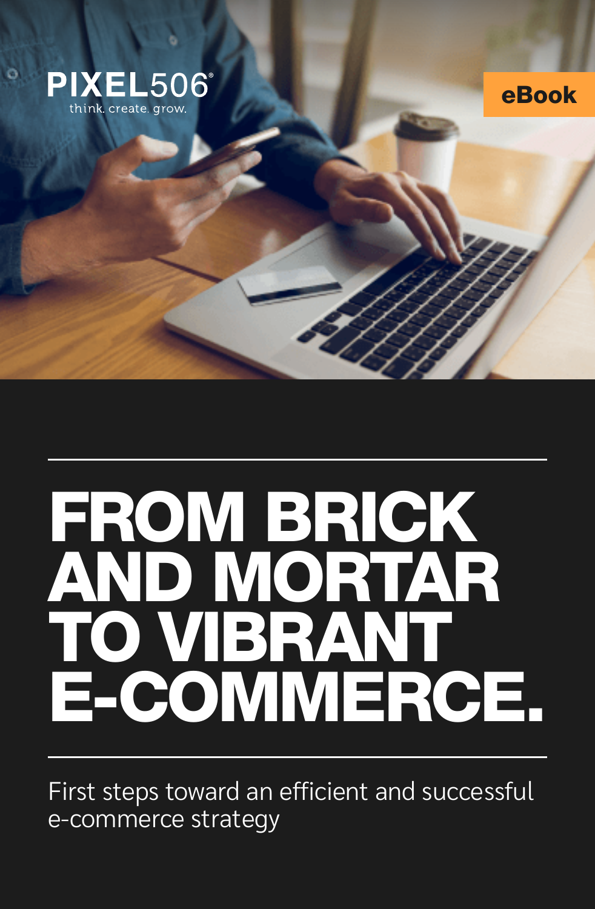PIXEL506®

think. create. grow.

eBook

# FROM BRICK AND MORTAR TO VIBRANT E-COMMERCE.

First steps toward an efficient and successful e-commerce strategy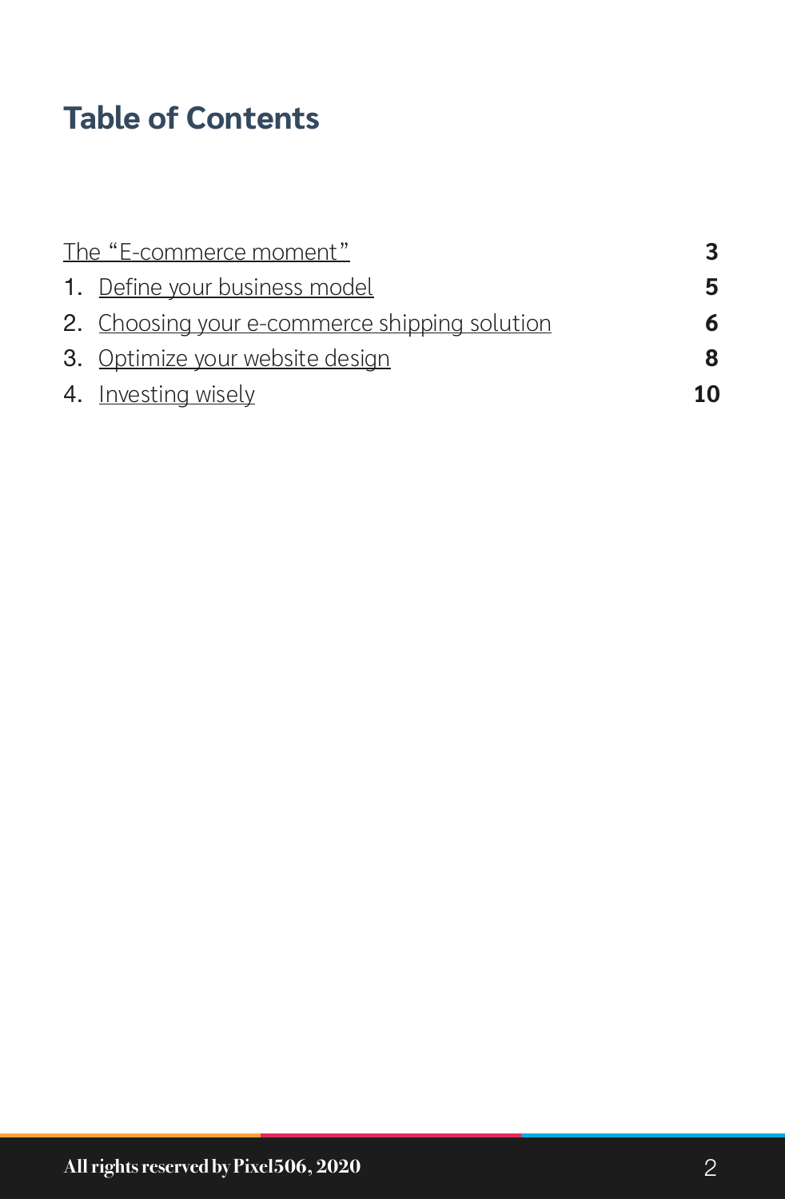# Table of Contents

| | |
|---|---|
| The "E-commerce moment" | **3** |
| 1. Define your business model | **5** |
| 2. Choosing your e-commerce shipping solution | **6** |
| 3. Optimize your website design | **8** |
| 4. Investing wisely | **10** |

**All rights reserved by Pixel506, 2020**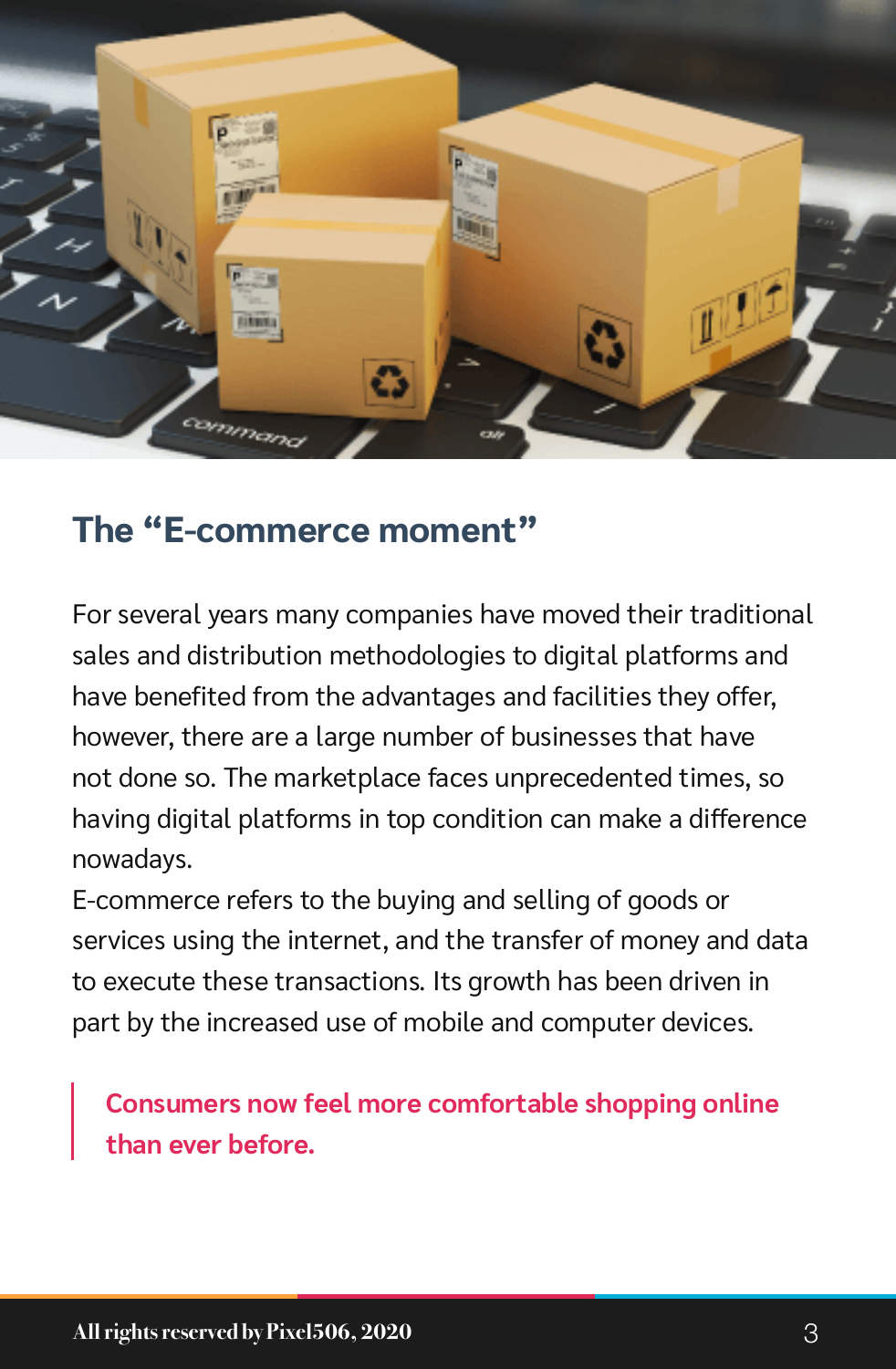## The “E-commerce moment”

For several years many companies have moved their traditional sales and distribution methodologies to digital platforms and have benefited from the advantages and facilities they offer, however, there are a large number of businesses that have not done so. The marketplace faces unprecedented times, so having digital platforms in top condition can make a difference nowadays.

E-commerce refers to the buying and selling of goods or services using the internet, and the transfer of money and data to execute these transactions. Its growth has been driven in part by the increased use of mobile and computer devices.

> **Consumers now feel more comfortable shopping online than ever before.**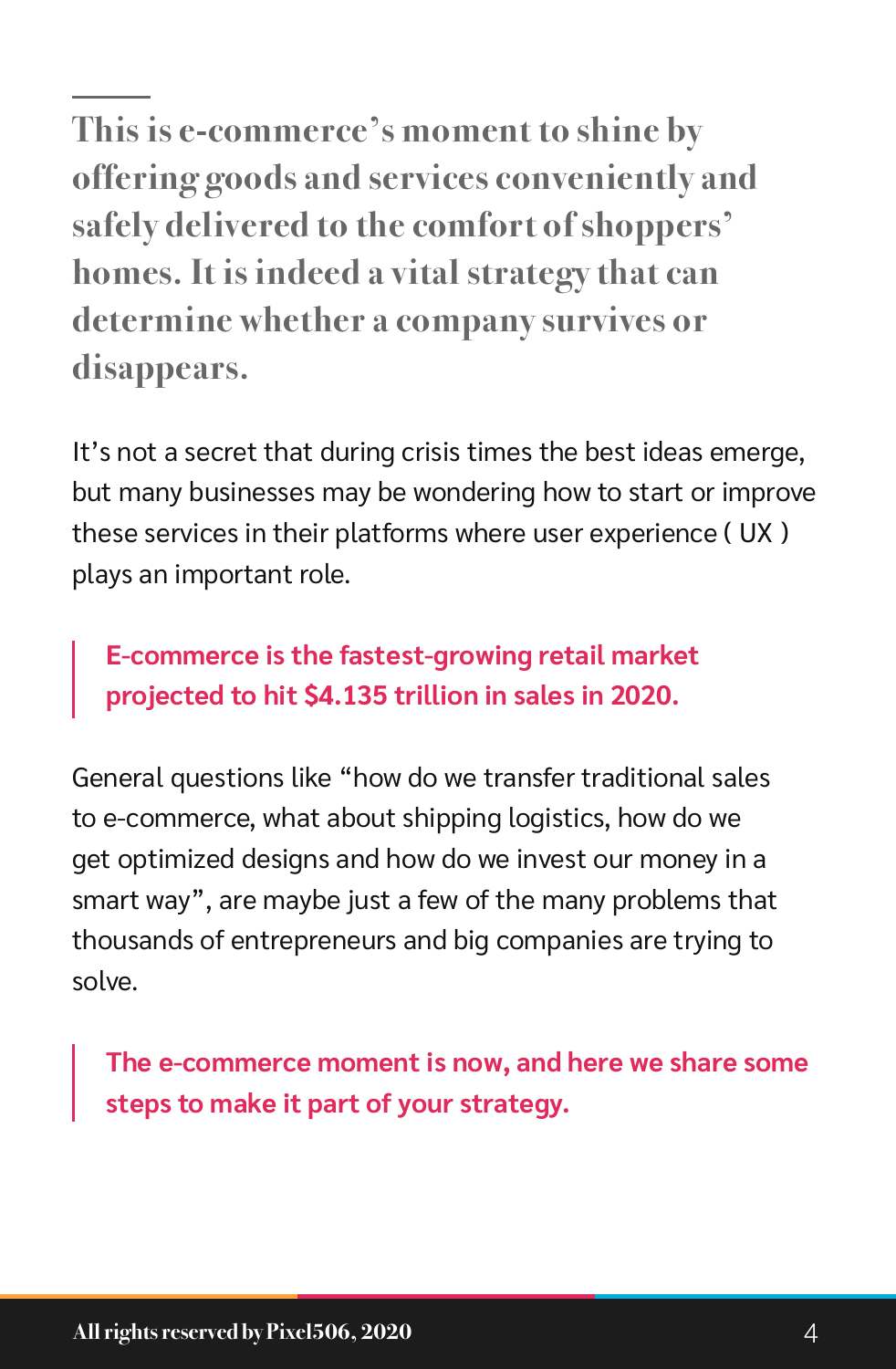**This is e-commerce's moment to shine by offering goods and services conveniently and safely delivered to the comfort of shoppers' homes. It is indeed a vital strategy that can determine whether a company survives or disappears.**

It's not a secret that during crisis times the best ideas emerge, but many businesses may be wondering how to start or improve these services in their platforms where user experience ( UX ) plays an important role.

> **E-commerce is the fastest-growing retail market projected to hit $4.135 trillion in sales in 2020.**

General questions like "how do we transfer traditional sales to e-commerce, what about shipping logistics, how do we get optimized designs and how do we invest our money in a smart way", are maybe just a few of the many problems that thousands of entrepreneurs and big companies are trying to solve.

> **The e-commerce moment is now, and here we share some steps to make it part of your strategy.**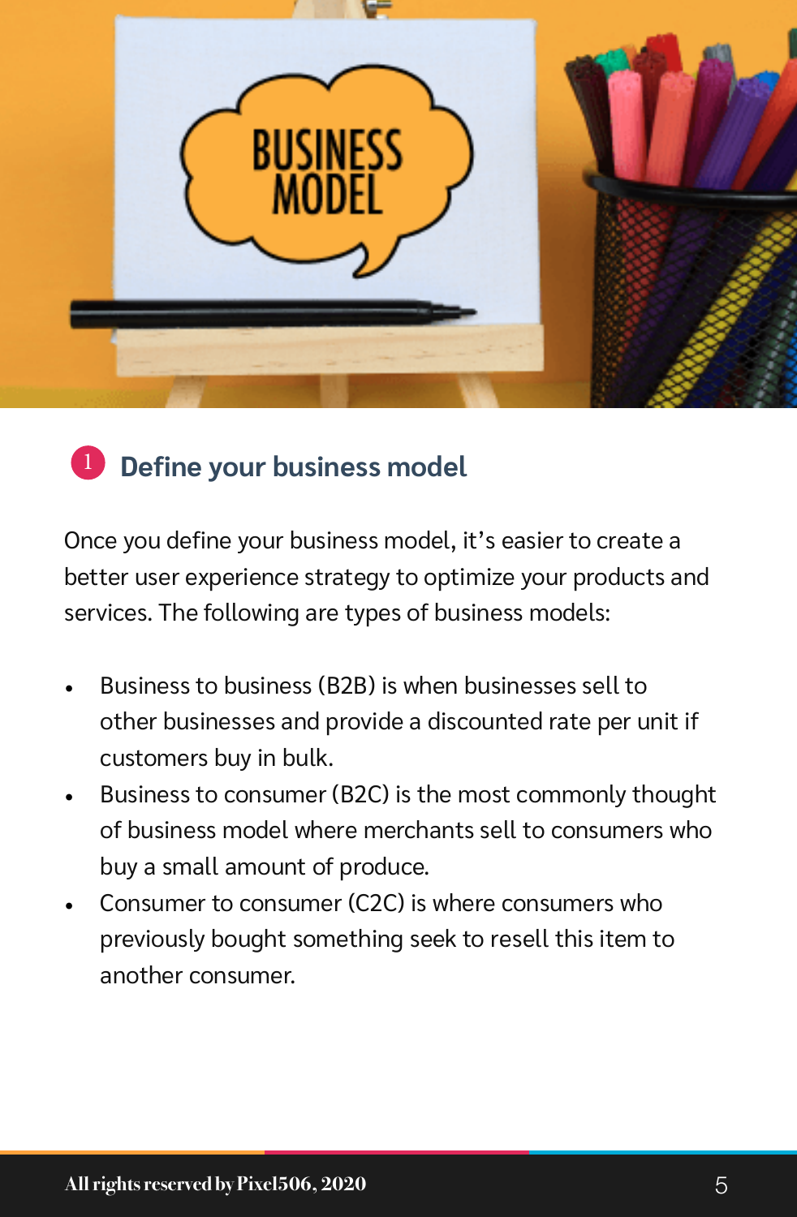## 1 Define your business model

Once you define your business model, it's easier to create a better user experience strategy to optimize your products and services. The following are types of business models:

- Business to business (B2B) is when businesses sell to other businesses and provide a discounted rate per unit if customers buy in bulk.
- Business to consumer (B2C) is the most commonly thought of business model where merchants sell to consumers who buy a small amount of produce.
- Consumer to consumer (C2C) is where consumers who previously bought something seek to resell this item to another consumer.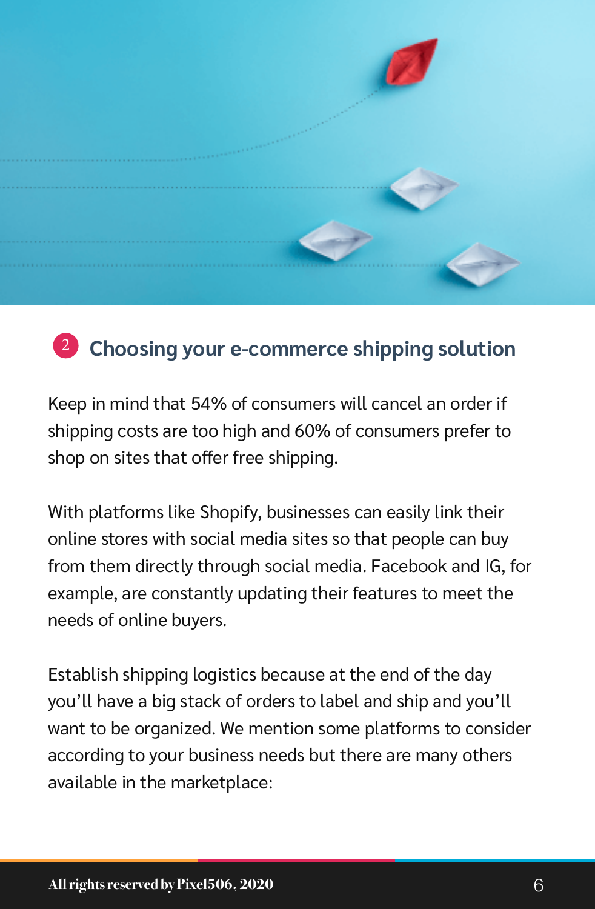## 2 Choosing your e-commerce shipping solution

Keep in mind that 54% of consumers will cancel an order if shipping costs are too high and 60% of consumers prefer to shop on sites that offer free shipping.

With platforms like Shopify, businesses can easily link their online stores with social media sites so that people can buy from them directly through social media. Facebook and IG, for example, are constantly updating their features to meet the needs of online buyers.

Establish shipping logistics because at the end of the day you'll have a big stack of orders to label and ship and you'll want to be organized. We mention some platforms to consider according to your business needs but there are many others available in the marketplace: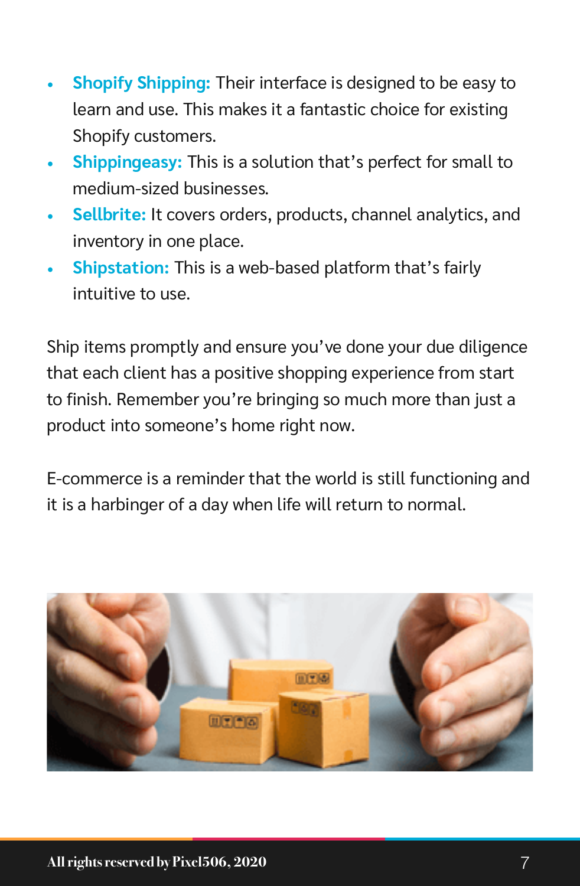- **Shopify Shipping:** Their interface is designed to be easy to learn and use. This makes it a fantastic choice for existing Shopify customers.
- **Shippingeasy:** This is a solution that's perfect for small to medium-sized businesses.
- **Sellbrite:** It covers orders, products, channel analytics, and inventory in one place.
- **Shipstation:** This is a web-based platform that's fairly intuitive to use.

Ship items promptly and ensure you've done your due diligence that each client has a positive shopping experience from start to finish. Remember you're bringing so much more than just a product into someone's home right now.

E-commerce is a reminder that the world is still functioning and it is a harbinger of a day when life will return to normal.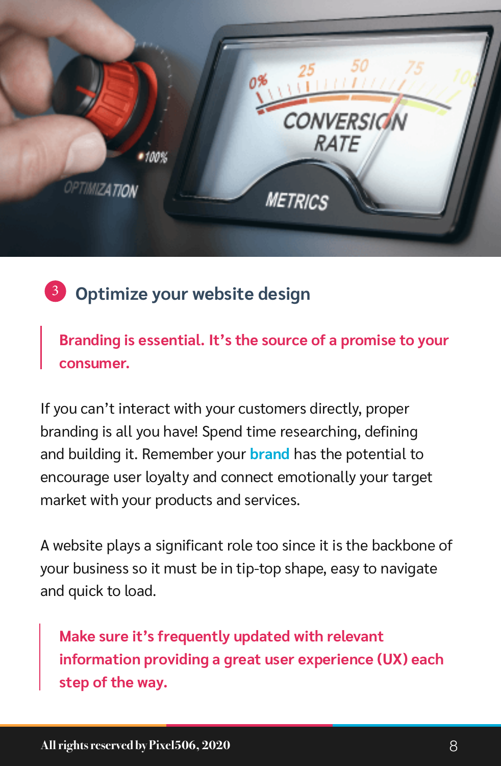## 3 Optimize your website design

> **Branding is essential. It's the source of a promise to your consumer.**

If you can't interact with your customers directly, proper branding is all you have! Spend time researching, defining and building it. Remember your **brand** has the potential to encourage user loyalty and connect emotionally your target market with your products and services.

A website plays a significant role too since it is the backbone of your business so it must be in tip-top shape, easy to navigate and quick to load.

> **Make sure it's frequently updated with relevant information providing a great user experience (UX) each step of the way.**

All rights reserved by Pixel506, 2020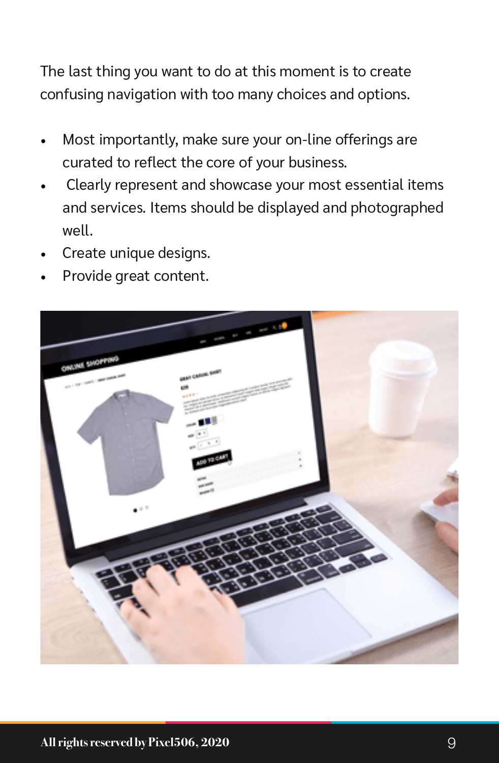The last thing you want to do at this moment is to create confusing navigation with too many choices and options.

- Most importantly, make sure your on-line offerings are curated to reflect the core of your business.
- Clearly represent and showcase your most essential items and services. Items should be displayed and photographed well.
- Create unique designs.
- Provide great content.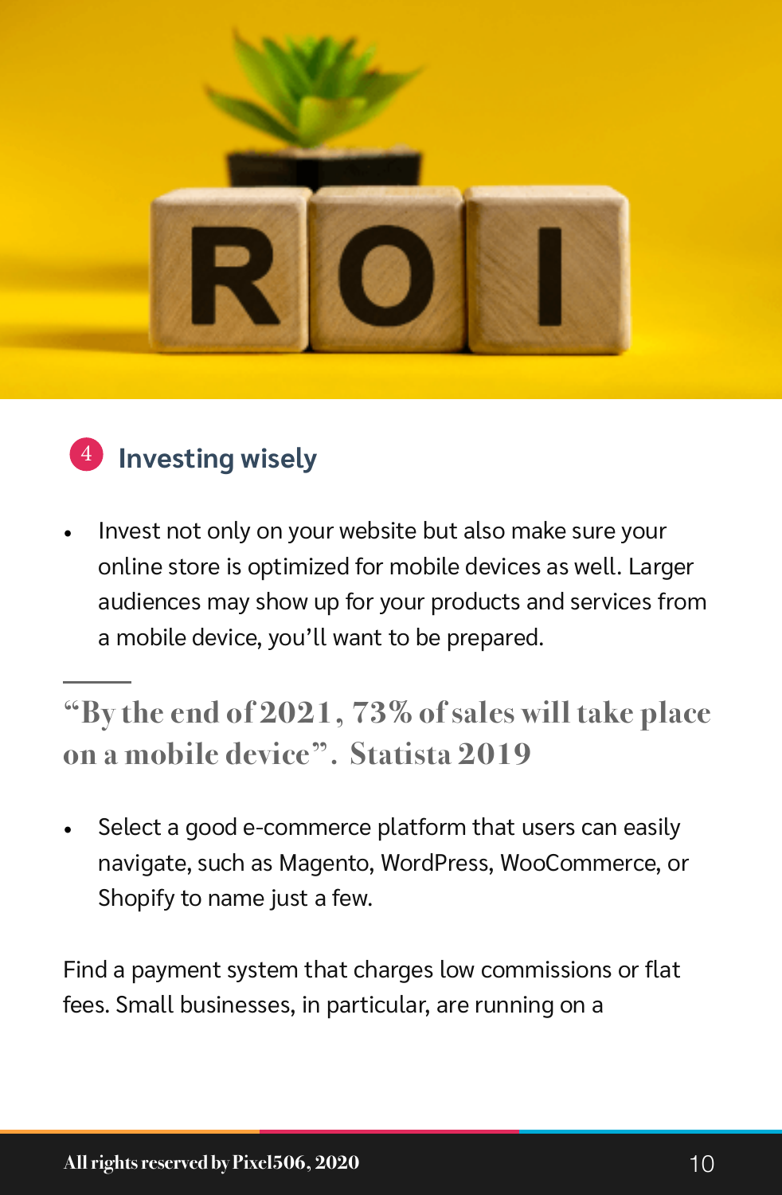## 4 Investing wisely

- Invest not only on your website but also make sure your online store is optimized for mobile devices as well. Larger audiences may show up for your products and services from a mobile device, you'll want to be prepared.

> "By the end of 2021, 73% of sales will take place on a mobile device". Statista 2019

- Select a good e-commerce platform that users can easily navigate, such as Magento, WordPress, WooCommerce, or Shopify to name just a few.

Find a payment system that charges low commissions or flat fees. Small businesses, in particular, are running on a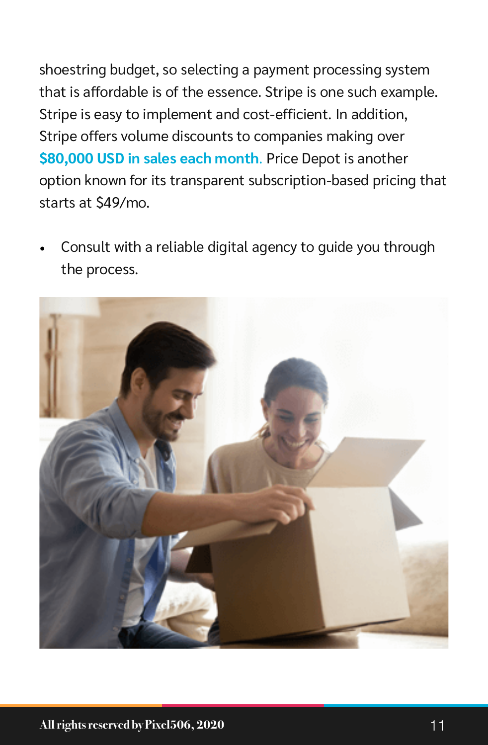shoestring budget, so selecting a payment processing system that is affordable is of the essence. Stripe is one such example. Stripe is easy to implement and cost-efficient. In addition, Stripe offers volume discounts to companies making over **$80,000 USD in sales each month**. Price Depot is another option known for its transparent subscription-based pricing that starts at $49/mo.

- Consult with a reliable digital agency to guide you through the process.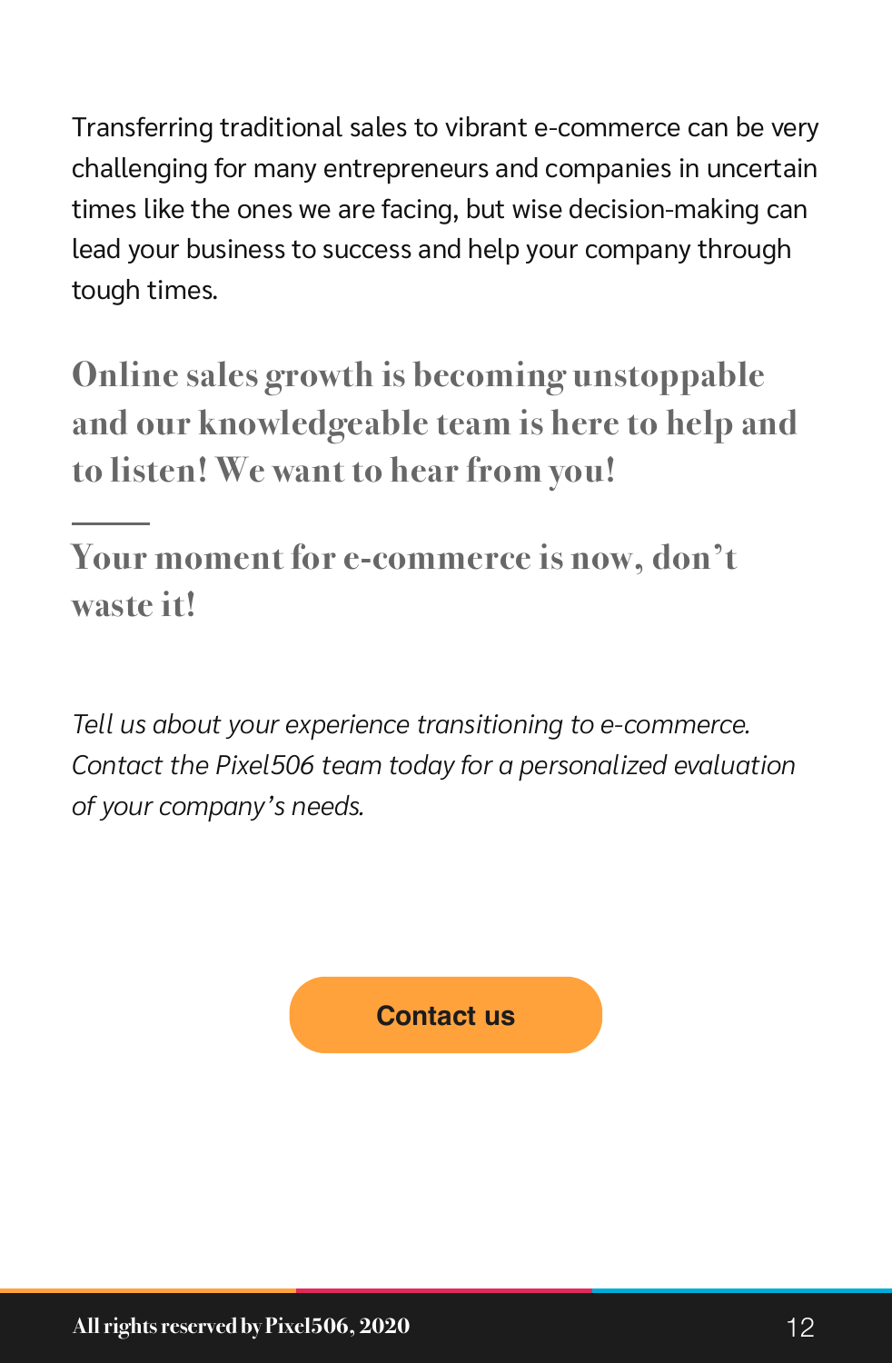Transferring traditional sales to vibrant e-commerce can be very challenging for many entrepreneurs and companies in uncertain times like the ones we are facing, but wise decision-making can lead your business to success and help your company through tough times.

**Online sales growth is becoming unstoppable and our knowledgeable team is here to help and to listen! We want to hear from you!**

---

**Your moment for e-commerce is now, don't waste it!**

*Tell us about your experience transitioning to e-commerce. Contact the Pixel506 team today for a personalized evaluation of your company's needs.*

**Contact us**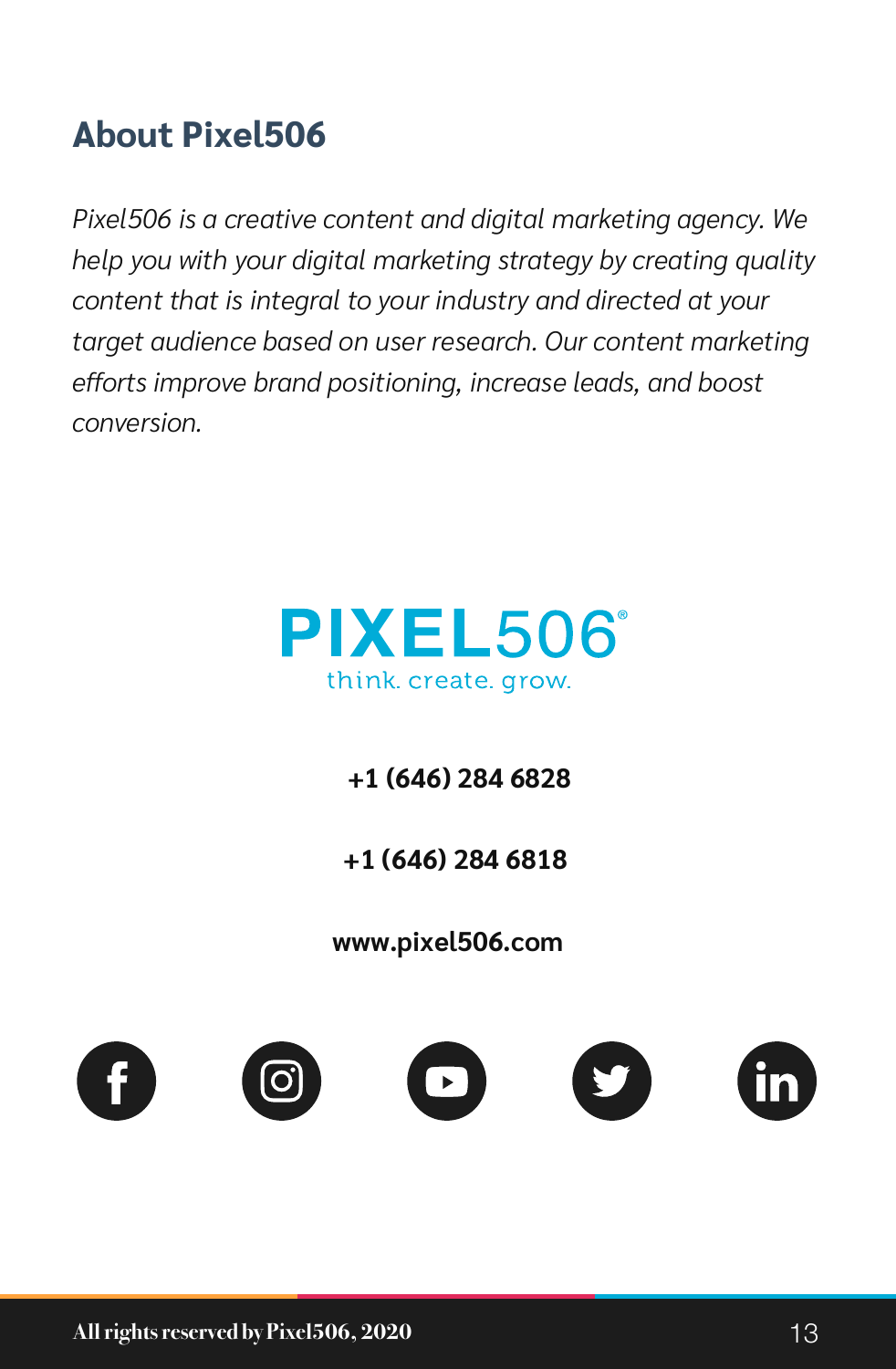## About Pixel506

*Pixel506 is a creative content and digital marketing agency. We help you with your digital marketing strategy by creating quality content that is integral to your industry and directed at your target audience based on user research. Our content marketing efforts improve brand positioning, increase leads, and boost conversion.*

PIXEL506®

think. create. grow.

**+1 (646) 284 6828**

**+1 (646) 284 6818**

**www.pixel506.com**

**All rights reserved by Pixel506, 2020**